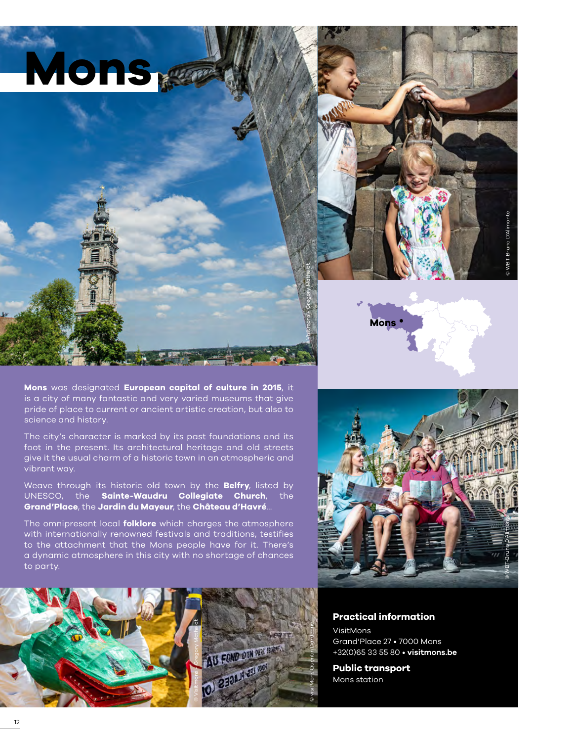# Mons

**Mons** was designated **European capital of culture in 2015**, it is a city of many fantastic and very varied museums that give pride of place to current or ancient artistic creation, but also to science and history.

The city's character is marked by its past foundations and its foot in the present. Its architectural heritage and old streets give it the usual charm of a historic town in an atmospheric and vibrant way.

Weave through its historic old town by the **Belfry**, listed by UNESCO, the **Sainte-Waudru Collegiate Church**, the **Grand'Place**, the **Jardin du Mayeur**, the **Château d'Havré**...

The omnipresent local **folklore** which charges the atmosphere with internationally renowned festivals and traditions, testifies to the attachment that the Mons people have for it. There's a dynamic atmosphere in this city with no shortage of chances to party.

**Practical information**

VisitMons
Grand'Place 27 • 7000 Mons
+32(0)65 33 55 80 • **visitmons.be**

**Public transport**

Mons station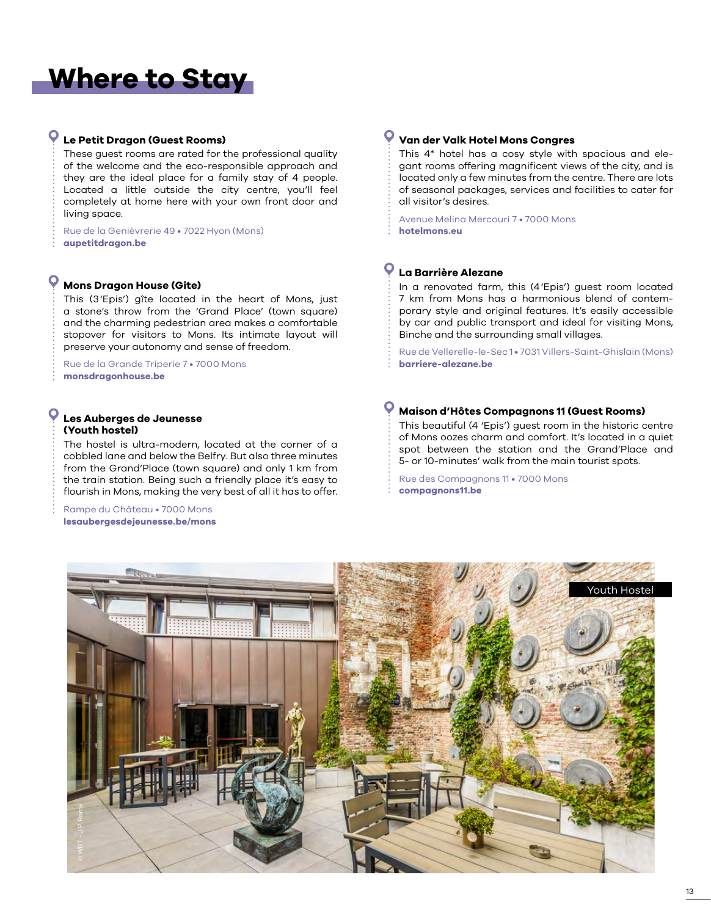# Where to Stay

### Le Petit Dragon (Guest Rooms)

These guest rooms are rated for the professional quality of the welcome and the eco-responsible approach and they are the ideal place for a family stay of 4 people. Located a little outside the city centre, you'll feel completely at home here with your own front door and living space.

Rue de la Genièvrerie 49 • 7022 Hyon (Mons)
**aupetitdragon.be**

### Mons Dragon House (Gite)

This (3 'Epis') gîte located in the heart of Mons, just a stone's throw from the 'Grand Place' (town square) and the charming pedestrian area makes a comfortable stopover for visitors to Mons. Its intimate layout will preserve your autonomy and sense of freedom.

Rue de la Grande Triperie 7 • 7000 Mons
**monsdragonhouse.be**

### Les Auberges de Jeunesse (Youth hostel)

The hostel is ultra-modern, located at the corner of a cobbled lane and below the Belfry. But also three minutes from the Grand'Place (town square) and only 1 km from the train station. Being such a friendly place it's easy to flourish in Mons, making the very best of all it has to offer.

Rampe du Château • 7000 Mons
**lesaubergesdejeunesse.be/mons**

### Van der Valk Hotel Mons Congres

This 4* hotel has a cosy style with spacious and elegant rooms offering magnificent views of the city, and is located only a few minutes from the centre. There are lots of seasonal packages, services and facilities to cater for all visitor's desires.

Avenue Melina Mercouri 7 • 7000 Mons
**hotelmons.eu**

### La Barrière Alezane

In a renovated farm, this (4 'Epis') guest room located 7 km from Mons has a harmonious blend of contemporary style and original features. It's easily accessible by car and public transport and ideal for visiting Mons, Binche and the surrounding small villages.

Rue de Vellerelle-le-Sec 1 • 7031 Villers-Saint-Ghislain (Mons)
**barriere-alezane.be**

### Maison d'Hôtes Compagnons 11 (Guest Rooms)

This beautiful (4 'Epis') guest room in the historic centre of Mons oozes charm and comfort. It's located in a quiet spot between the station and the Grand'Place and 5- or 10-minutes' walk from the main tourist spots.

Rue des Compagnons 11 • 7000 Mons
**compagnons11.be**

Youth Hostel

© WBT - J.P. Remy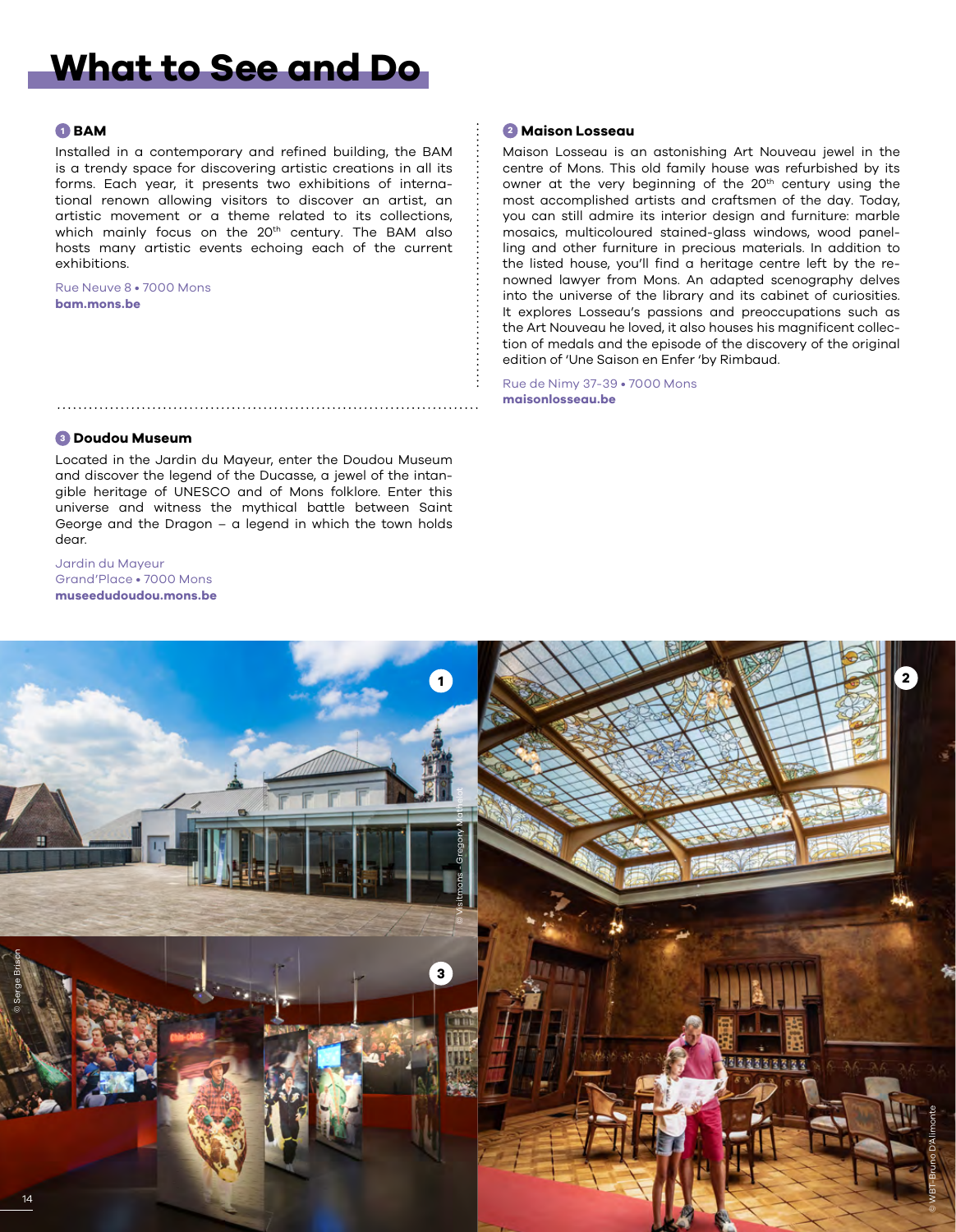# What to See and Do

## 1 BAM

Installed in a contemporary and refined building, the BAM is a trendy space for discovering artistic creations in all its forms. Each year, it presents two exhibitions of international renown allowing visitors to discover an artist, an artistic movement or a theme related to its collections, which mainly focus on the 20th century. The BAM also hosts many artistic events echoing each of the current exhibitions.

Rue Neuve 8 • 7000 Mons
**bam.mons.be**

## 2 Maison Losseau

Maison Losseau is an astonishing Art Nouveau jewel in the centre of Mons. This old family house was refurbished by its owner at the very beginning of the 20th century using the most accomplished artists and craftsmen of the day. Today, you can still admire its interior design and furniture: marble mosaics, multicoloured stained-glass windows, wood panelling and other furniture in precious materials. In addition to the listed house, you'll find a heritage centre left by the renowned lawyer from Mons. An adapted scenography delves into the universe of the library and its cabinet of curiosities. It explores Losseau's passions and preoccupations such as the Art Nouveau he loved, it also houses his magnificent collection of medals and the episode of the discovery of the original edition of 'Une Saison en Enfer 'by Rimbaud.

Rue de Nimy 37-39 • 7000 Mons
**maisonlosseau.be**

## 3 Doudou Museum

Located in the Jardin du Mayeur, enter the Doudou Museum and discover the legend of the Ducasse, a jewel of the intangible heritage of UNESCO and of Mons folklore. Enter this universe and witness the mythical battle between Saint George and the Dragon – a legend in which the town holds dear.

Jardin du Mayeur
Grand'Place • 7000 Mons
**museedudoudou.mons.be**

© Visitmons - Gregory Mathelot

© Serge Brison

© WBT-Bruno D'Alimonte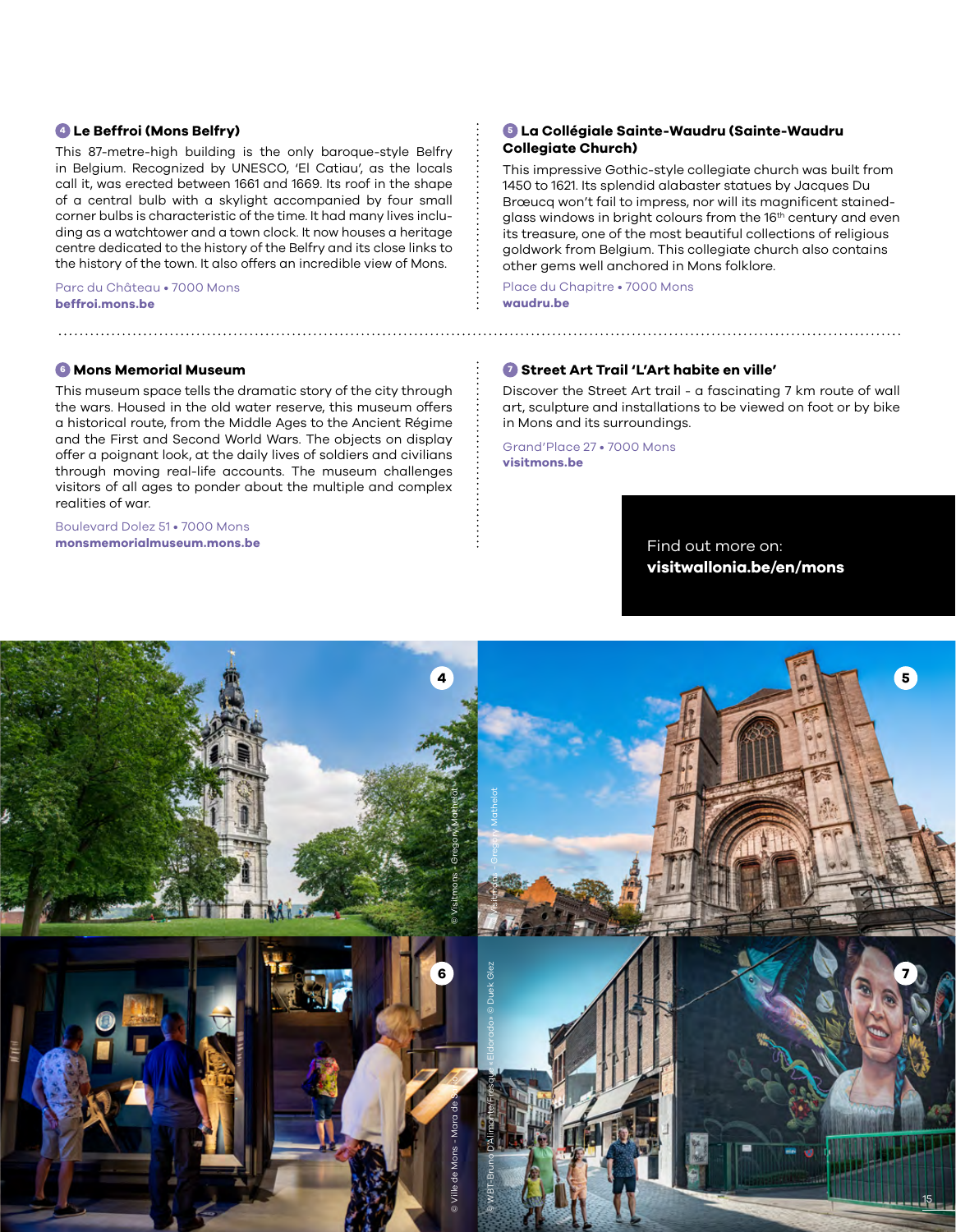### 4 Le Beffroi (Mons Belfry)

This 87-metre-high building is the only baroque-style Belfry in Belgium. Recognized by UNESCO, 'El Catiau', as the locals call it, was erected between 1661 and 1669. Its roof in the shape of a central bulb with a skylight accompanied by four small corner bulbs is characteristic of the time. It had many lives including as a watchtower and a town clock. It now houses a heritage centre dedicated to the history of the Belfry and its close links to the history of the town. It also offers an incredible view of Mons.

Parc du Château • 7000 Mons
**beffroi.mons.be**

### 5 La Collégiale Sainte-Waudru (Sainte-Waudru Collegiate Church)

This impressive Gothic-style collegiate church was built from 1450 to 1621. Its splendid alabaster statues by Jacques Du Brœucq won't fail to impress, nor will its magnificent stained-glass windows in bright colours from the 16th century and even its treasure, one of the most beautiful collections of religious goldwork from Belgium. This collegiate church also contains other gems well anchored in Mons folklore.

Place du Chapitre • 7000 Mons
**waudru.be**

### 6 Mons Memorial Museum

This museum space tells the dramatic story of the city through the wars. Housed in the old water reserve, this museum offers a historical route, from the Middle Ages to the Ancient Régime and the First and Second World Wars. The objects on display offer a poignant look, at the daily lives of soldiers and civilians through moving real-life accounts. The museum challenges visitors of all ages to ponder about the multiple and complex realities of war.

Boulevard Dolez 51 • 7000 Mons
**monsmemorialmuseum.mons.be**

### 7 Street Art Trail 'L'Art habite en ville'

Discover the Street Art trail - a fascinating 7 km route of wall art, sculpture and installations to be viewed on foot or by bike in Mons and its surroundings.

Grand'Place 27 • 7000 Mons
**visitmons.be**

Find out more on:
**visitwallonia.be/en/mons**

4

© Visitmons - Gregory Mathelot

5

© Visitmons - Gregory Mathelot

6

© Ville de Mons - Mara de Sario

7

© WBT-Bruno D'Alimonte/Fresque «Eldorado» © Duek Glez